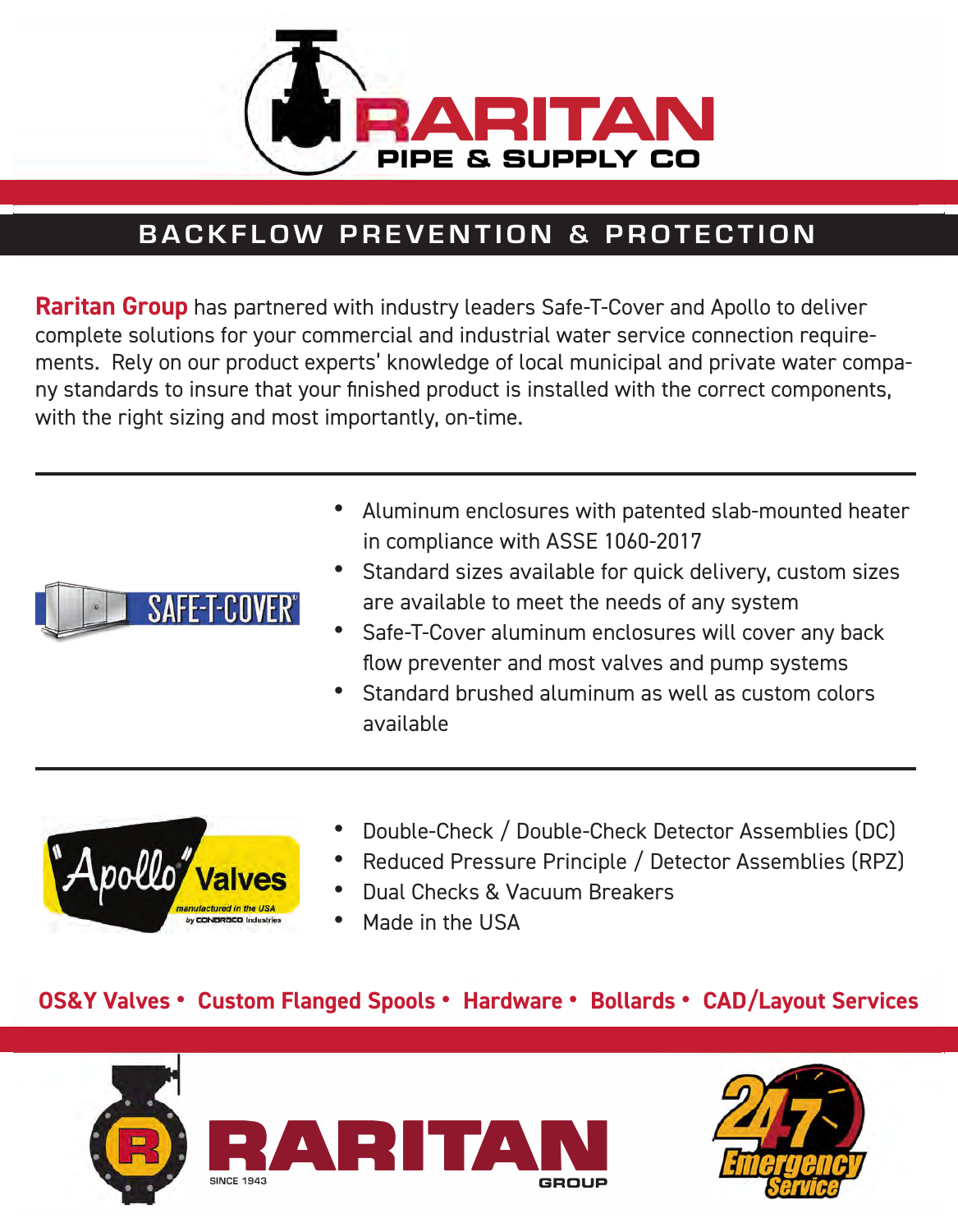# RARITAN PIPE & SUPPLY CO

## BACKFLOW PREVENTION & PROTECTION

**Raritan Group** has partnered with industry leaders Safe-T-Cover and Apollo to deliver complete solutions for your commercial and industrial water service connection requirements. Rely on our product experts' knowledge of local municipal and private water company standards to insure that your finished product is installed with the correct components, with the right sizing and most importantly, on-time.

---

SAFE-T-COVER®

- Aluminum enclosures with patented slab-mounted heater in compliance with ASSE 1060-2017
- Standard sizes available for quick delivery, custom sizes are available to meet the needs of any system
- Safe-T-Cover aluminum enclosures will cover any back flow preventer and most valves and pump systems
- Standard brushed aluminum as well as custom colors available

---

"Apollo" Valves — manufactured in the USA by CONBRACO Industries

- Double-Check / Double-Check Detector Assemblies (DC)
- Reduced Pressure Principle / Detector Assemblies (RPZ)
- Dual Checks & Vacuum Breakers
- Made in the USA

**OS&Y Valves • Custom Flanged Spools • Hardware • Bollards • CAD/Layout Services**

RARITAN GROUP — SINCE 1943

24/7 Emergency Service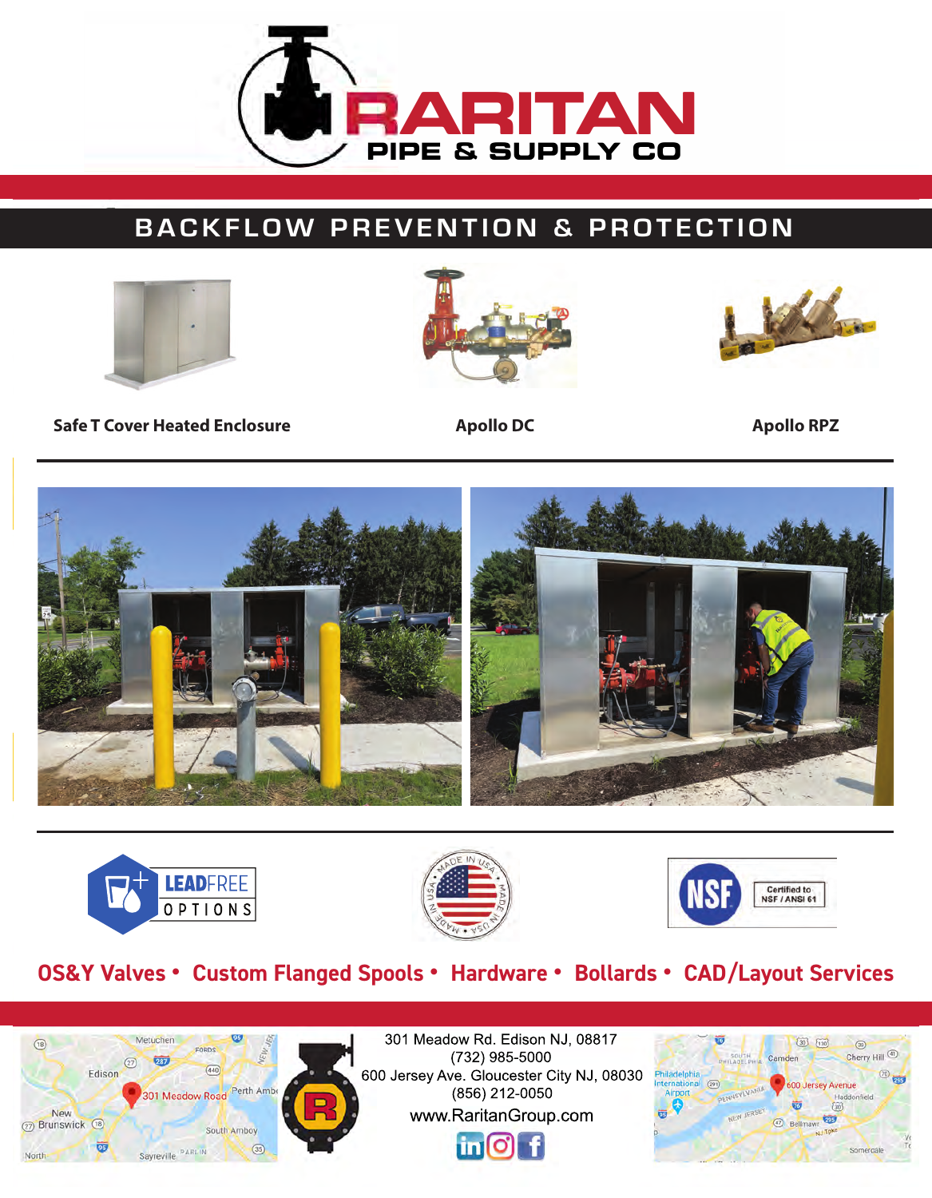# RARITAN PIPE & SUPPLY CO

## BACKFLOW PREVENTION & PROTECTION

**Safe T Cover Heated Enclosure**

**Apollo DC**

**Apollo RPZ**

LEADFREE OPTIONS

MADE IN USA

NSF Certified to NSF / ANSI 61

**OS&Y Valves • Custom Flanged Spools • Hardware • Bollards • CAD/Layout Services**

301 Meadow Rd. Edison NJ, 08817
(732) 985-5000
600 Jersey Ave. Gloucester City NJ, 08030
(856) 212-0050
www.RaritanGroup.com